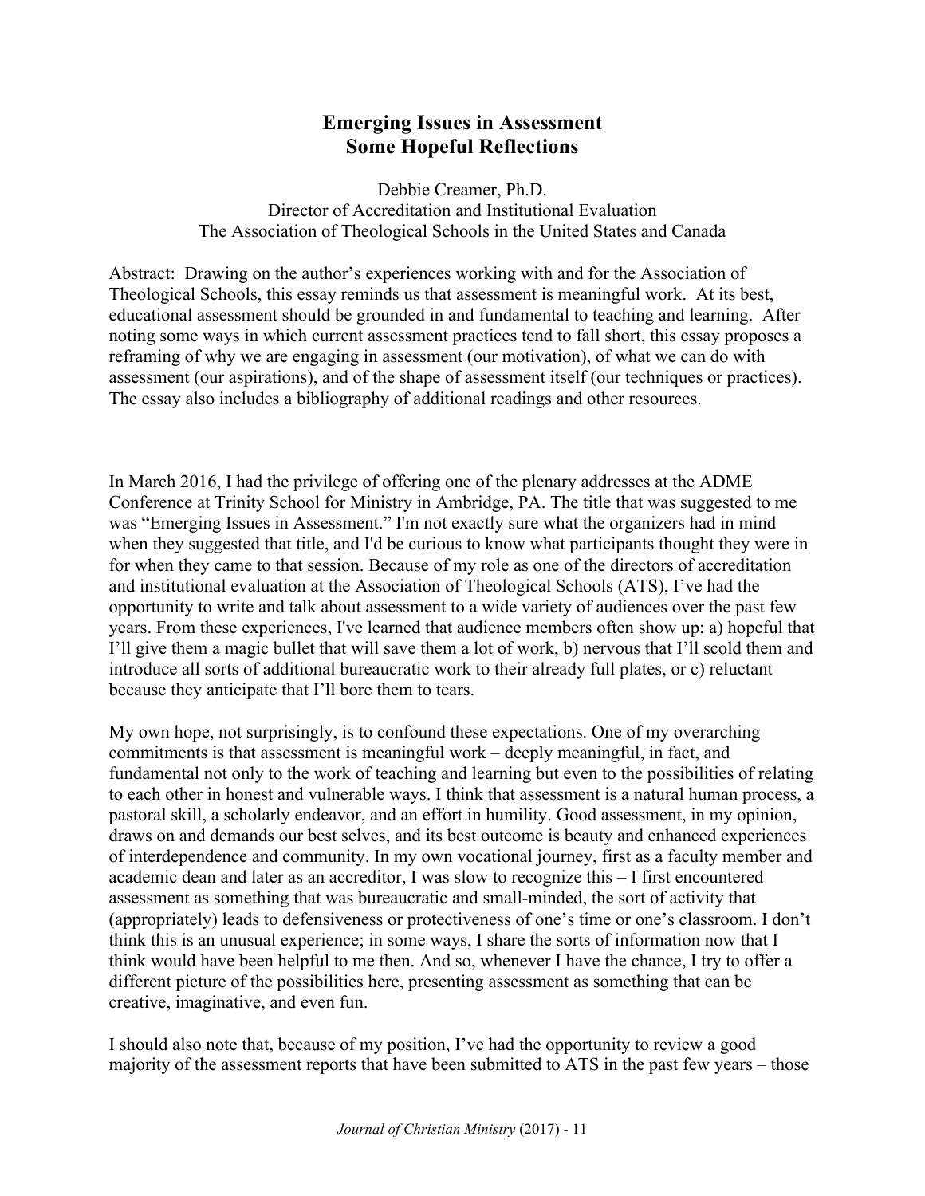# Emerging Issues in Assessment
## Some Hopeful Reflections

Debbie Creamer, Ph.D.
Director of Accreditation and Institutional Evaluation
The Association of Theological Schools in the United States and Canada

Abstract: Drawing on the author's experiences working with and for the Association of Theological Schools, this essay reminds us that assessment is meaningful work. At its best, educational assessment should be grounded in and fundamental to teaching and learning. After noting some ways in which current assessment practices tend to fall short, this essay proposes a reframing of why we are engaging in assessment (our motivation), of what we can do with assessment (our aspirations), and of the shape of assessment itself (our techniques or practices). The essay also includes a bibliography of additional readings and other resources.

In March 2016, I had the privilege of offering one of the plenary addresses at the ADME Conference at Trinity School for Ministry in Ambridge, PA. The title that was suggested to me was "Emerging Issues in Assessment." I'm not exactly sure what the organizers had in mind when they suggested that title, and I'd be curious to know what participants thought they were in for when they came to that session. Because of my role as one of the directors of accreditation and institutional evaluation at the Association of Theological Schools (ATS), I've had the opportunity to write and talk about assessment to a wide variety of audiences over the past few years. From these experiences, I've learned that audience members often show up: a) hopeful that I'll give them a magic bullet that will save them a lot of work, b) nervous that I'll scold them and introduce all sorts of additional bureaucratic work to their already full plates, or c) reluctant because they anticipate that I'll bore them to tears.

My own hope, not surprisingly, is to confound these expectations. One of my overarching commitments is that assessment is meaningful work – deeply meaningful, in fact, and fundamental not only to the work of teaching and learning but even to the possibilities of relating to each other in honest and vulnerable ways. I think that assessment is a natural human process, a pastoral skill, a scholarly endeavor, and an effort in humility. Good assessment, in my opinion, draws on and demands our best selves, and its best outcome is beauty and enhanced experiences of interdependence and community. In my own vocational journey, first as a faculty member and academic dean and later as an accreditor, I was slow to recognize this – I first encountered assessment as something that was bureaucratic and small-minded, the sort of activity that (appropriately) leads to defensiveness or protectiveness of one's time or one's classroom. I don't think this is an unusual experience; in some ways, I share the sorts of information now that I think would have been helpful to me then. And so, whenever I have the chance, I try to offer a different picture of the possibilities here, presenting assessment as something that can be creative, imaginative, and even fun.

I should also note that, because of my position, I've had the opportunity to review a good majority of the assessment reports that have been submitted to ATS in the past few years – those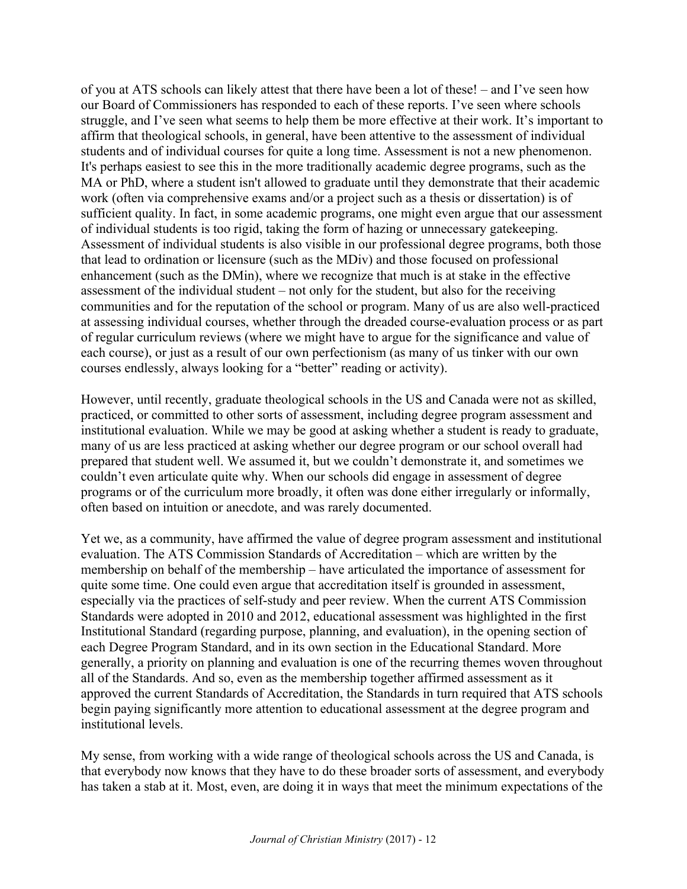of you at ATS schools can likely attest that there have been a lot of these! – and I've seen how our Board of Commissioners has responded to each of these reports. I've seen where schools struggle, and I've seen what seems to help them be more effective at their work. It's important to affirm that theological schools, in general, have been attentive to the assessment of individual students and of individual courses for quite a long time. Assessment is not a new phenomenon. It's perhaps easiest to see this in the more traditionally academic degree programs, such as the MA or PhD, where a student isn't allowed to graduate until they demonstrate that their academic work (often via comprehensive exams and/or a project such as a thesis or dissertation) is of sufficient quality. In fact, in some academic programs, one might even argue that our assessment of individual students is too rigid, taking the form of hazing or unnecessary gatekeeping. Assessment of individual students is also visible in our professional degree programs, both those that lead to ordination or licensure (such as the MDiv) and those focused on professional enhancement (such as the DMin), where we recognize that much is at stake in the effective assessment of the individual student – not only for the student, but also for the receiving communities and for the reputation of the school or program. Many of us are also well-practiced at assessing individual courses, whether through the dreaded course-evaluation process or as part of regular curriculum reviews (where we might have to argue for the significance and value of each course), or just as a result of our own perfectionism (as many of us tinker with our own courses endlessly, always looking for a "better" reading or activity).

However, until recently, graduate theological schools in the US and Canada were not as skilled, practiced, or committed to other sorts of assessment, including degree program assessment and institutional evaluation. While we may be good at asking whether a student is ready to graduate, many of us are less practiced at asking whether our degree program or our school overall had prepared that student well. We assumed it, but we couldn't demonstrate it, and sometimes we couldn't even articulate quite why. When our schools did engage in assessment of degree programs or of the curriculum more broadly, it often was done either irregularly or informally, often based on intuition or anecdote, and was rarely documented.

Yet we, as a community, have affirmed the value of degree program assessment and institutional evaluation. The ATS Commission Standards of Accreditation – which are written by the membership on behalf of the membership – have articulated the importance of assessment for quite some time. One could even argue that accreditation itself is grounded in assessment, especially via the practices of self-study and peer review. When the current ATS Commission Standards were adopted in 2010 and 2012, educational assessment was highlighted in the first Institutional Standard (regarding purpose, planning, and evaluation), in the opening section of each Degree Program Standard, and in its own section in the Educational Standard. More generally, a priority on planning and evaluation is one of the recurring themes woven throughout all of the Standards. And so, even as the membership together affirmed assessment as it approved the current Standards of Accreditation, the Standards in turn required that ATS schools begin paying significantly more attention to educational assessment at the degree program and institutional levels.

My sense, from working with a wide range of theological schools across the US and Canada, is that everybody now knows that they have to do these broader sorts of assessment, and everybody has taken a stab at it. Most, even, are doing it in ways that meet the minimum expectations of the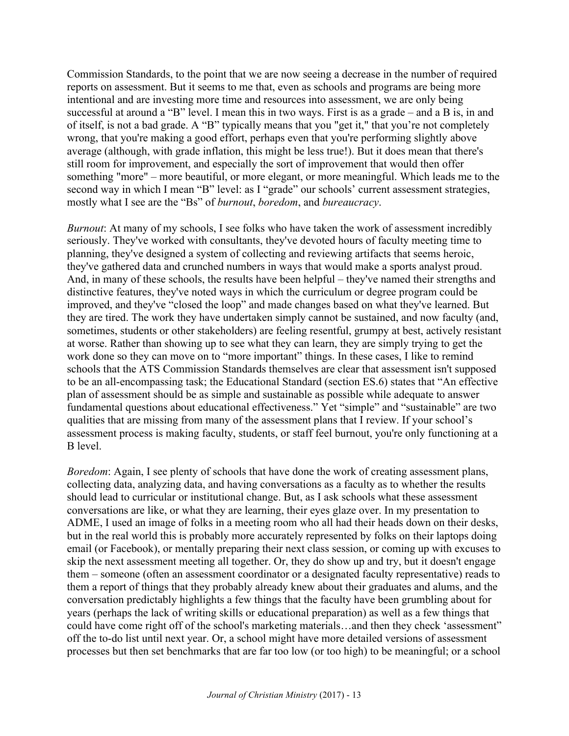Commission Standards, to the point that we are now seeing a decrease in the number of required reports on assessment. But it seems to me that, even as schools and programs are being more intentional and are investing more time and resources into assessment, we are only being successful at around a "B" level. I mean this in two ways. First is as a grade – and a B is, in and of itself, is not a bad grade. A "B" typically means that you "get it," that you're not completely wrong, that you're making a good effort, perhaps even that you're performing slightly above average (although, with grade inflation, this might be less true!). But it does mean that there's still room for improvement, and especially the sort of improvement that would then offer something "more" – more beautiful, or more elegant, or more meaningful. Which leads me to the second way in which I mean "B" level: as I "grade" our schools' current assessment strategies, mostly what I see are the "Bs" of *burnout*, *boredom*, and *bureaucracy*.

*Burnout*: At many of my schools, I see folks who have taken the work of assessment incredibly seriously. They've worked with consultants, they've devoted hours of faculty meeting time to planning, they've designed a system of collecting and reviewing artifacts that seems heroic, they've gathered data and crunched numbers in ways that would make a sports analyst proud. And, in many of these schools, the results have been helpful – they've named their strengths and distinctive features, they've noted ways in which the curriculum or degree program could be improved, and they've "closed the loop" and made changes based on what they've learned. But they are tired. The work they have undertaken simply cannot be sustained, and now faculty (and, sometimes, students or other stakeholders) are feeling resentful, grumpy at best, actively resistant at worse. Rather than showing up to see what they can learn, they are simply trying to get the work done so they can move on to "more important" things. In these cases, I like to remind schools that the ATS Commission Standards themselves are clear that assessment isn't supposed to be an all-encompassing task; the Educational Standard (section ES.6) states that "An effective plan of assessment should be as simple and sustainable as possible while adequate to answer fundamental questions about educational effectiveness." Yet "simple" and "sustainable" are two qualities that are missing from many of the assessment plans that I review. If your school's assessment process is making faculty, students, or staff feel burnout, you're only functioning at a B level.

*Boredom*: Again, I see plenty of schools that have done the work of creating assessment plans, collecting data, analyzing data, and having conversations as a faculty as to whether the results should lead to curricular or institutional change. But, as I ask schools what these assessment conversations are like, or what they are learning, their eyes glaze over. In my presentation to ADME, I used an image of folks in a meeting room who all had their heads down on their desks, but in the real world this is probably more accurately represented by folks on their laptops doing email (or Facebook), or mentally preparing their next class session, or coming up with excuses to skip the next assessment meeting all together. Or, they do show up and try, but it doesn't engage them – someone (often an assessment coordinator or a designated faculty representative) reads to them a report of things that they probably already knew about their graduates and alums, and the conversation predictably highlights a few things that the faculty have been grumbling about for years (perhaps the lack of writing skills or educational preparation) as well as a few things that could have come right off of the school's marketing materials…and then they check 'assessment" off the to-do list until next year. Or, a school might have more detailed versions of assessment processes but then set benchmarks that are far too low (or too high) to be meaningful; or a school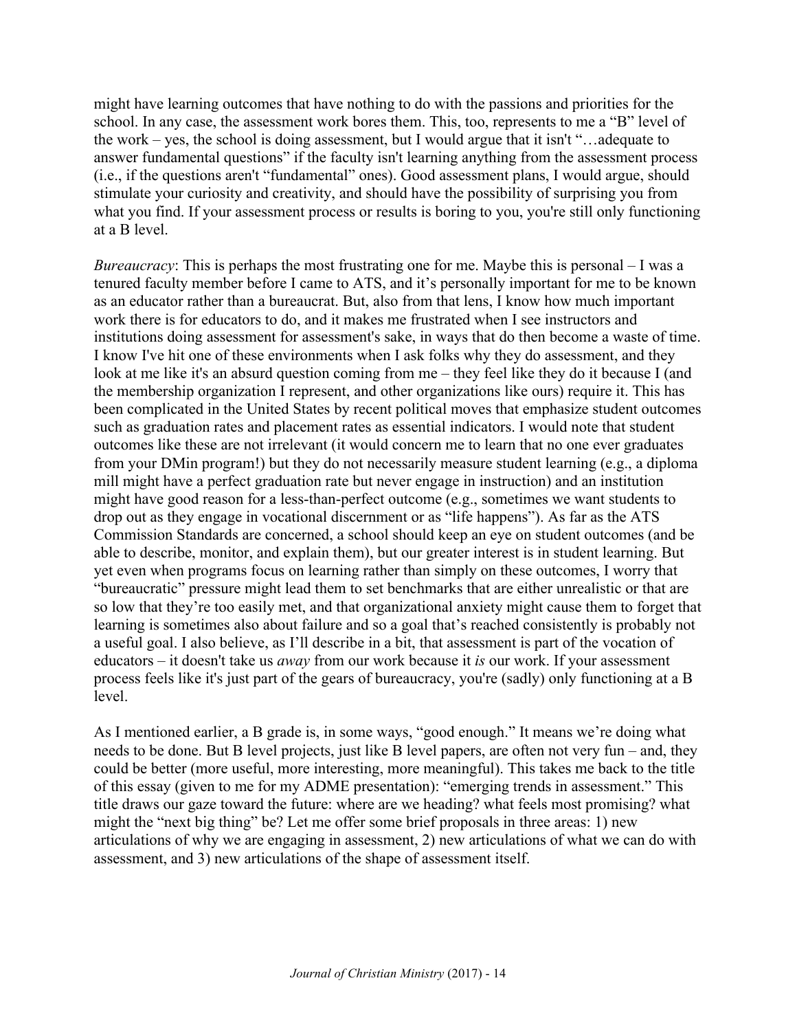might have learning outcomes that have nothing to do with the passions and priorities for the school. In any case, the assessment work bores them. This, too, represents to me a "B" level of the work – yes, the school is doing assessment, but I would argue that it isn't "…adequate to answer fundamental questions" if the faculty isn't learning anything from the assessment process (i.e., if the questions aren't "fundamental" ones). Good assessment plans, I would argue, should stimulate your curiosity and creativity, and should have the possibility of surprising you from what you find. If your assessment process or results is boring to you, you're still only functioning at a B level.

*Bureaucracy*: This is perhaps the most frustrating one for me. Maybe this is personal – I was a tenured faculty member before I came to ATS, and it's personally important for me to be known as an educator rather than a bureaucrat. But, also from that lens, I know how much important work there is for educators to do, and it makes me frustrated when I see instructors and institutions doing assessment for assessment's sake, in ways that do then become a waste of time. I know I've hit one of these environments when I ask folks why they do assessment, and they look at me like it's an absurd question coming from me – they feel like they do it because I (and the membership organization I represent, and other organizations like ours) require it. This has been complicated in the United States by recent political moves that emphasize student outcomes such as graduation rates and placement rates as essential indicators. I would note that student outcomes like these are not irrelevant (it would concern me to learn that no one ever graduates from your DMin program!) but they do not necessarily measure student learning (e.g., a diploma mill might have a perfect graduation rate but never engage in instruction) and an institution might have good reason for a less-than-perfect outcome (e.g., sometimes we want students to drop out as they engage in vocational discernment or as "life happens"). As far as the ATS Commission Standards are concerned, a school should keep an eye on student outcomes (and be able to describe, monitor, and explain them), but our greater interest is in student learning. But yet even when programs focus on learning rather than simply on these outcomes, I worry that "bureaucratic" pressure might lead them to set benchmarks that are either unrealistic or that are so low that they're too easily met, and that organizational anxiety might cause them to forget that learning is sometimes also about failure and so a goal that's reached consistently is probably not a useful goal. I also believe, as I'll describe in a bit, that assessment is part of the vocation of educators – it doesn't take us *away* from our work because it *is* our work. If your assessment process feels like it's just part of the gears of bureaucracy, you're (sadly) only functioning at a B level.

As I mentioned earlier, a B grade is, in some ways, "good enough." It means we're doing what needs to be done. But B level projects, just like B level papers, are often not very fun – and, they could be better (more useful, more interesting, more meaningful). This takes me back to the title of this essay (given to me for my ADME presentation): "emerging trends in assessment." This title draws our gaze toward the future: where are we heading? what feels most promising? what might the "next big thing" be? Let me offer some brief proposals in three areas: 1) new articulations of why we are engaging in assessment, 2) new articulations of what we can do with assessment, and 3) new articulations of the shape of assessment itself.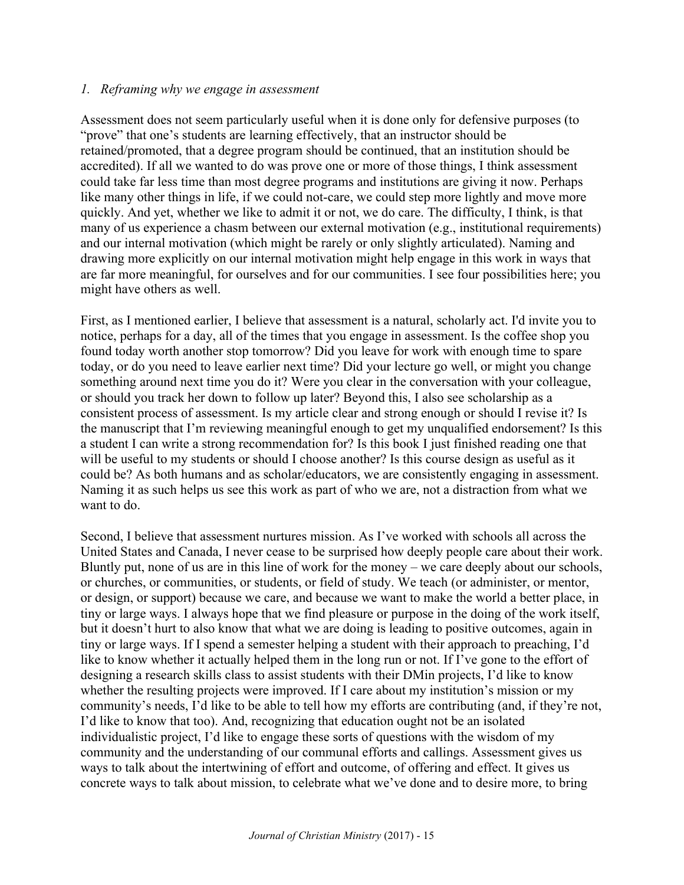*1. Reframing why we engage in assessment*

Assessment does not seem particularly useful when it is done only for defensive purposes (to "prove" that one's students are learning effectively, that an instructor should be retained/promoted, that a degree program should be continued, that an institution should be accredited). If all we wanted to do was prove one or more of those things, I think assessment could take far less time than most degree programs and institutions are giving it now. Perhaps like many other things in life, if we could not-care, we could step more lightly and move more quickly. And yet, whether we like to admit it or not, we do care. The difficulty, I think, is that many of us experience a chasm between our external motivation (e.g., institutional requirements) and our internal motivation (which might be rarely or only slightly articulated). Naming and drawing more explicitly on our internal motivation might help engage in this work in ways that are far more meaningful, for ourselves and for our communities. I see four possibilities here; you might have others as well.

First, as I mentioned earlier, I believe that assessment is a natural, scholarly act. I'd invite you to notice, perhaps for a day, all of the times that you engage in assessment. Is the coffee shop you found today worth another stop tomorrow? Did you leave for work with enough time to spare today, or do you need to leave earlier next time? Did your lecture go well, or might you change something around next time you do it? Were you clear in the conversation with your colleague, or should you track her down to follow up later? Beyond this, I also see scholarship as a consistent process of assessment. Is my article clear and strong enough or should I revise it? Is the manuscript that I'm reviewing meaningful enough to get my unqualified endorsement? Is this a student I can write a strong recommendation for? Is this book I just finished reading one that will be useful to my students or should I choose another? Is this course design as useful as it could be? As both humans and as scholar/educators, we are consistently engaging in assessment. Naming it as such helps us see this work as part of who we are, not a distraction from what we want to do.

Second, I believe that assessment nurtures mission. As I've worked with schools all across the United States and Canada, I never cease to be surprised how deeply people care about their work. Bluntly put, none of us are in this line of work for the money – we care deeply about our schools, or churches, or communities, or students, or field of study. We teach (or administer, or mentor, or design, or support) because we care, and because we want to make the world a better place, in tiny or large ways. I always hope that we find pleasure or purpose in the doing of the work itself, but it doesn't hurt to also know that what we are doing is leading to positive outcomes, again in tiny or large ways. If I spend a semester helping a student with their approach to preaching, I'd like to know whether it actually helped them in the long run or not. If I've gone to the effort of designing a research skills class to assist students with their DMin projects, I'd like to know whether the resulting projects were improved. If I care about my institution's mission or my community's needs, I'd like to be able to tell how my efforts are contributing (and, if they're not, I'd like to know that too). And, recognizing that education ought not be an isolated individualistic project, I'd like to engage these sorts of questions with the wisdom of my community and the understanding of our communal efforts and callings. Assessment gives us ways to talk about the intertwining of effort and outcome, of offering and effect. It gives us concrete ways to talk about mission, to celebrate what we've done and to desire more, to bring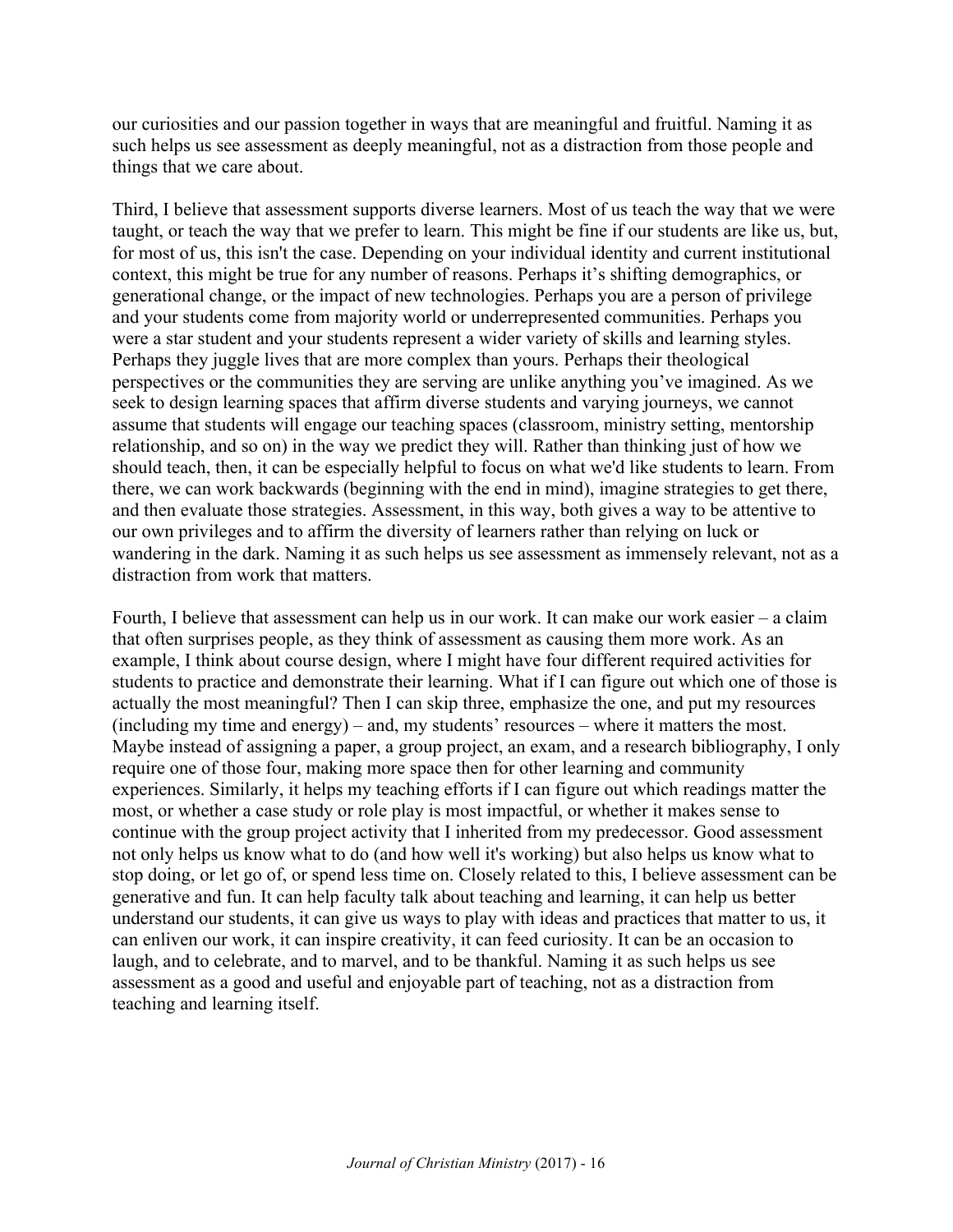our curiosities and our passion together in ways that are meaningful and fruitful. Naming it as such helps us see assessment as deeply meaningful, not as a distraction from those people and things that we care about.

Third, I believe that assessment supports diverse learners. Most of us teach the way that we were taught, or teach the way that we prefer to learn. This might be fine if our students are like us, but, for most of us, this isn't the case. Depending on your individual identity and current institutional context, this might be true for any number of reasons. Perhaps it's shifting demographics, or generational change, or the impact of new technologies. Perhaps you are a person of privilege and your students come from majority world or underrepresented communities. Perhaps you were a star student and your students represent a wider variety of skills and learning styles. Perhaps they juggle lives that are more complex than yours. Perhaps their theological perspectives or the communities they are serving are unlike anything you've imagined. As we seek to design learning spaces that affirm diverse students and varying journeys, we cannot assume that students will engage our teaching spaces (classroom, ministry setting, mentorship relationship, and so on) in the way we predict they will. Rather than thinking just of how we should teach, then, it can be especially helpful to focus on what we'd like students to learn. From there, we can work backwards (beginning with the end in mind), imagine strategies to get there, and then evaluate those strategies. Assessment, in this way, both gives a way to be attentive to our own privileges and to affirm the diversity of learners rather than relying on luck or wandering in the dark. Naming it as such helps us see assessment as immensely relevant, not as a distraction from work that matters.

Fourth, I believe that assessment can help us in our work. It can make our work easier – a claim that often surprises people, as they think of assessment as causing them more work. As an example, I think about course design, where I might have four different required activities for students to practice and demonstrate their learning. What if I can figure out which one of those is actually the most meaningful? Then I can skip three, emphasize the one, and put my resources (including my time and energy) – and, my students' resources – where it matters the most. Maybe instead of assigning a paper, a group project, an exam, and a research bibliography, I only require one of those four, making more space then for other learning and community experiences. Similarly, it helps my teaching efforts if I can figure out which readings matter the most, or whether a case study or role play is most impactful, or whether it makes sense to continue with the group project activity that I inherited from my predecessor. Good assessment not only helps us know what to do (and how well it's working) but also helps us know what to stop doing, or let go of, or spend less time on. Closely related to this, I believe assessment can be generative and fun. It can help faculty talk about teaching and learning, it can help us better understand our students, it can give us ways to play with ideas and practices that matter to us, it can enliven our work, it can inspire creativity, it can feed curiosity. It can be an occasion to laugh, and to celebrate, and to marvel, and to be thankful. Naming it as such helps us see assessment as a good and useful and enjoyable part of teaching, not as a distraction from teaching and learning itself.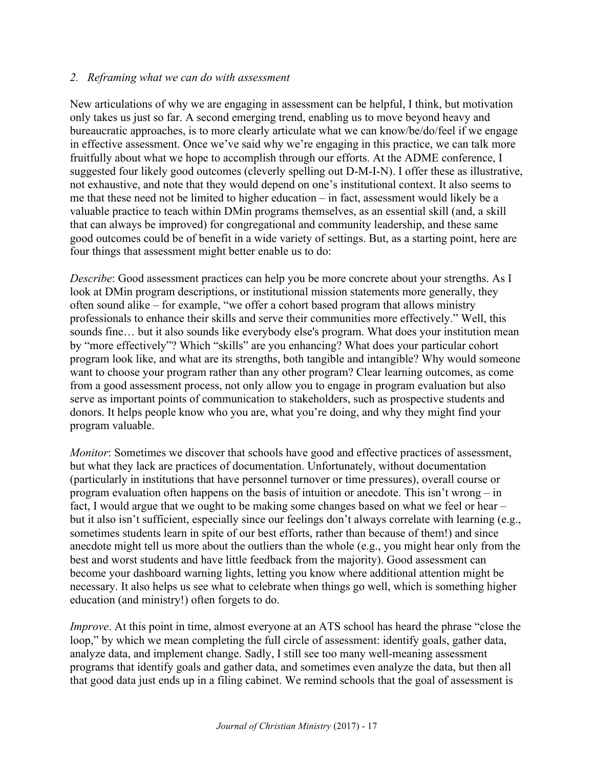*2. Reframing what we can do with assessment*

New articulations of why we are engaging in assessment can be helpful, I think, but motivation only takes us just so far. A second emerging trend, enabling us to move beyond heavy and bureaucratic approaches, is to more clearly articulate what we can know/be/do/feel if we engage in effective assessment. Once we've said why we're engaging in this practice, we can talk more fruitfully about what we hope to accomplish through our efforts. At the ADME conference, I suggested four likely good outcomes (cleverly spelling out D-M-I-N). I offer these as illustrative, not exhaustive, and note that they would depend on one's institutional context. It also seems to me that these need not be limited to higher education – in fact, assessment would likely be a valuable practice to teach within DMin programs themselves, as an essential skill (and, a skill that can always be improved) for congregational and community leadership, and these same good outcomes could be of benefit in a wide variety of settings. But, as a starting point, here are four things that assessment might better enable us to do:

*Describe*: Good assessment practices can help you be more concrete about your strengths. As I look at DMin program descriptions, or institutional mission statements more generally, they often sound alike – for example, "we offer a cohort based program that allows ministry professionals to enhance their skills and serve their communities more effectively." Well, this sounds fine… but it also sounds like everybody else's program. What does your institution mean by "more effectively"? Which "skills" are you enhancing? What does your particular cohort program look like, and what are its strengths, both tangible and intangible? Why would someone want to choose your program rather than any other program? Clear learning outcomes, as come from a good assessment process, not only allow you to engage in program evaluation but also serve as important points of communication to stakeholders, such as prospective students and donors. It helps people know who you are, what you're doing, and why they might find your program valuable.

*Monitor*: Sometimes we discover that schools have good and effective practices of assessment, but what they lack are practices of documentation. Unfortunately, without documentation (particularly in institutions that have personnel turnover or time pressures), overall course or program evaluation often happens on the basis of intuition or anecdote. This isn't wrong – in fact, I would argue that we ought to be making some changes based on what we feel or hear – but it also isn't sufficient, especially since our feelings don't always correlate with learning (e.g., sometimes students learn in spite of our best efforts, rather than because of them!) and since anecdote might tell us more about the outliers than the whole (e.g., you might hear only from the best and worst students and have little feedback from the majority). Good assessment can become your dashboard warning lights, letting you know where additional attention might be necessary. It also helps us see what to celebrate when things go well, which is something higher education (and ministry!) often forgets to do.

*Improve*. At this point in time, almost everyone at an ATS school has heard the phrase "close the loop," by which we mean completing the full circle of assessment: identify goals, gather data, analyze data, and implement change. Sadly, I still see too many well-meaning assessment programs that identify goals and gather data, and sometimes even analyze the data, but then all that good data just ends up in a filing cabinet. We remind schools that the goal of assessment is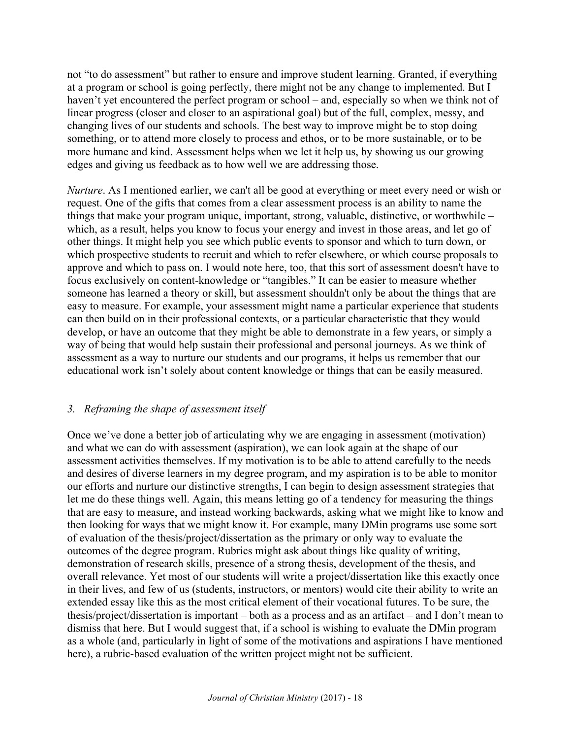not "to do assessment" but rather to ensure and improve student learning. Granted, if everything at a program or school is going perfectly, there might not be any change to implemented. But I haven't yet encountered the perfect program or school – and, especially so when we think not of linear progress (closer and closer to an aspirational goal) but of the full, complex, messy, and changing lives of our students and schools. The best way to improve might be to stop doing something, or to attend more closely to process and ethos, or to be more sustainable, or to be more humane and kind. Assessment helps when we let it help us, by showing us our growing edges and giving us feedback as to how well we are addressing those.

*Nurture*. As I mentioned earlier, we can't all be good at everything or meet every need or wish or request. One of the gifts that comes from a clear assessment process is an ability to name the things that make your program unique, important, strong, valuable, distinctive, or worthwhile – which, as a result, helps you know to focus your energy and invest in those areas, and let go of other things. It might help you see which public events to sponsor and which to turn down, or which prospective students to recruit and which to refer elsewhere, or which course proposals to approve and which to pass on. I would note here, too, that this sort of assessment doesn't have to focus exclusively on content-knowledge or "tangibles." It can be easier to measure whether someone has learned a theory or skill, but assessment shouldn't only be about the things that are easy to measure. For example, your assessment might name a particular experience that students can then build on in their professional contexts, or a particular characteristic that they would develop, or have an outcome that they might be able to demonstrate in a few years, or simply a way of being that would help sustain their professional and personal journeys. As we think of assessment as a way to nurture our students and our programs, it helps us remember that our educational work isn't solely about content knowledge or things that can be easily measured.

### *3. Reframing the shape of assessment itself*

Once we've done a better job of articulating why we are engaging in assessment (motivation) and what we can do with assessment (aspiration), we can look again at the shape of our assessment activities themselves. If my motivation is to be able to attend carefully to the needs and desires of diverse learners in my degree program, and my aspiration is to be able to monitor our efforts and nurture our distinctive strengths, I can begin to design assessment strategies that let me do these things well. Again, this means letting go of a tendency for measuring the things that are easy to measure, and instead working backwards, asking what we might like to know and then looking for ways that we might know it. For example, many DMin programs use some sort of evaluation of the thesis/project/dissertation as the primary or only way to evaluate the outcomes of the degree program. Rubrics might ask about things like quality of writing, demonstration of research skills, presence of a strong thesis, development of the thesis, and overall relevance. Yet most of our students will write a project/dissertation like this exactly once in their lives, and few of us (students, instructors, or mentors) would cite their ability to write an extended essay like this as the most critical element of their vocational futures. To be sure, the thesis/project/dissertation is important – both as a process and as an artifact – and I don't mean to dismiss that here. But I would suggest that, if a school is wishing to evaluate the DMin program as a whole (and, particularly in light of some of the motivations and aspirations I have mentioned here), a rubric-based evaluation of the written project might not be sufficient.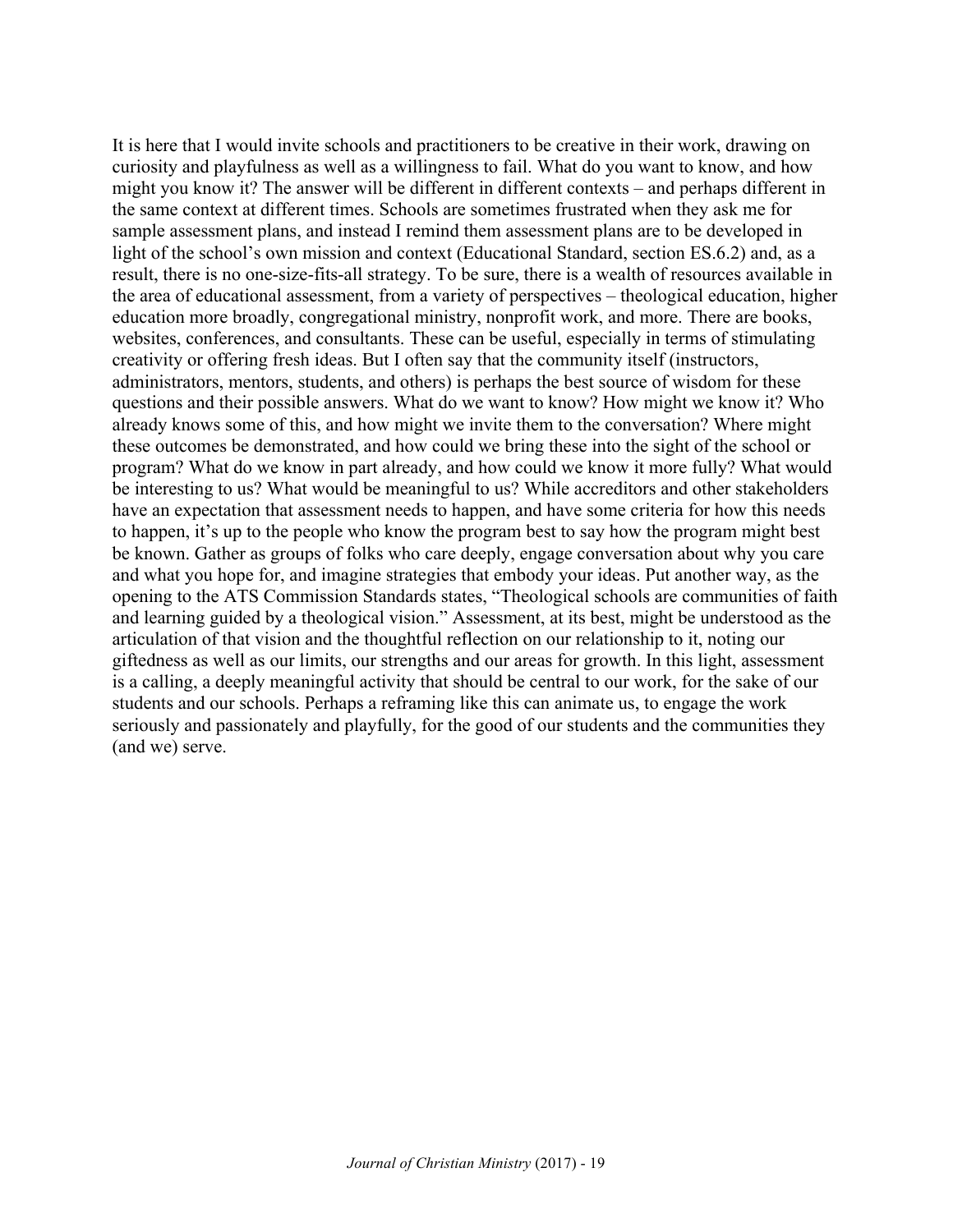It is here that I would invite schools and practitioners to be creative in their work, drawing on curiosity and playfulness as well as a willingness to fail. What do you want to know, and how might you know it? The answer will be different in different contexts – and perhaps different in the same context at different times. Schools are sometimes frustrated when they ask me for sample assessment plans, and instead I remind them assessment plans are to be developed in light of the school's own mission and context (Educational Standard, section ES.6.2) and, as a result, there is no one-size-fits-all strategy. To be sure, there is a wealth of resources available in the area of educational assessment, from a variety of perspectives – theological education, higher education more broadly, congregational ministry, nonprofit work, and more. There are books, websites, conferences, and consultants. These can be useful, especially in terms of stimulating creativity or offering fresh ideas. But I often say that the community itself (instructors, administrators, mentors, students, and others) is perhaps the best source of wisdom for these questions and their possible answers. What do we want to know? How might we know it? Who already knows some of this, and how might we invite them to the conversation? Where might these outcomes be demonstrated, and how could we bring these into the sight of the school or program? What do we know in part already, and how could we know it more fully? What would be interesting to us? What would be meaningful to us? While accreditors and other stakeholders have an expectation that assessment needs to happen, and have some criteria for how this needs to happen, it's up to the people who know the program best to say how the program might best be known. Gather as groups of folks who care deeply, engage conversation about why you care and what you hope for, and imagine strategies that embody your ideas. Put another way, as the opening to the ATS Commission Standards states, "Theological schools are communities of faith and learning guided by a theological vision." Assessment, at its best, might be understood as the articulation of that vision and the thoughtful reflection on our relationship to it, noting our giftedness as well as our limits, our strengths and our areas for growth. In this light, assessment is a calling, a deeply meaningful activity that should be central to our work, for the sake of our students and our schools. Perhaps a reframing like this can animate us, to engage the work seriously and passionately and playfully, for the good of our students and the communities they (and we) serve.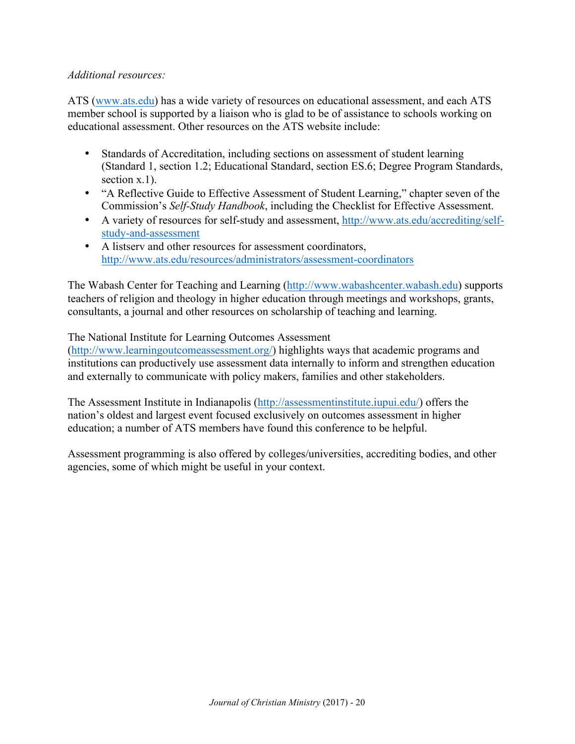*Additional resources:*

ATS (www.ats.edu) has a wide variety of resources on educational assessment, and each ATS member school is supported by a liaison who is glad to be of assistance to schools working on educational assessment. Other resources on the ATS website include:

- Standards of Accreditation, including sections on assessment of student learning (Standard 1, section 1.2; Educational Standard, section ES.6; Degree Program Standards, section x.1).
- "A Reflective Guide to Effective Assessment of Student Learning," chapter seven of the Commission's *Self-Study Handbook*, including the Checklist for Effective Assessment.
- A variety of resources for self-study and assessment, http://www.ats.edu/accrediting/self-study-and-assessment
- A listserv and other resources for assessment coordinators, http://www.ats.edu/resources/administrators/assessment-coordinators

The Wabash Center for Teaching and Learning (http://www.wabashcenter.wabash.edu) supports teachers of religion and theology in higher education through meetings and workshops, grants, consultants, a journal and other resources on scholarship of teaching and learning.

The National Institute for Learning Outcomes Assessment (http://www.learningoutcomeassessment.org/) highlights ways that academic programs and institutions can productively use assessment data internally to inform and strengthen education and externally to communicate with policy makers, families and other stakeholders.

The Assessment Institute in Indianapolis (http://assessmentinstitute.iupui.edu/) offers the nation's oldest and largest event focused exclusively on outcomes assessment in higher education; a number of ATS members have found this conference to be helpful.

Assessment programming is also offered by colleges/universities, accrediting bodies, and other agencies, some of which might be useful in your context.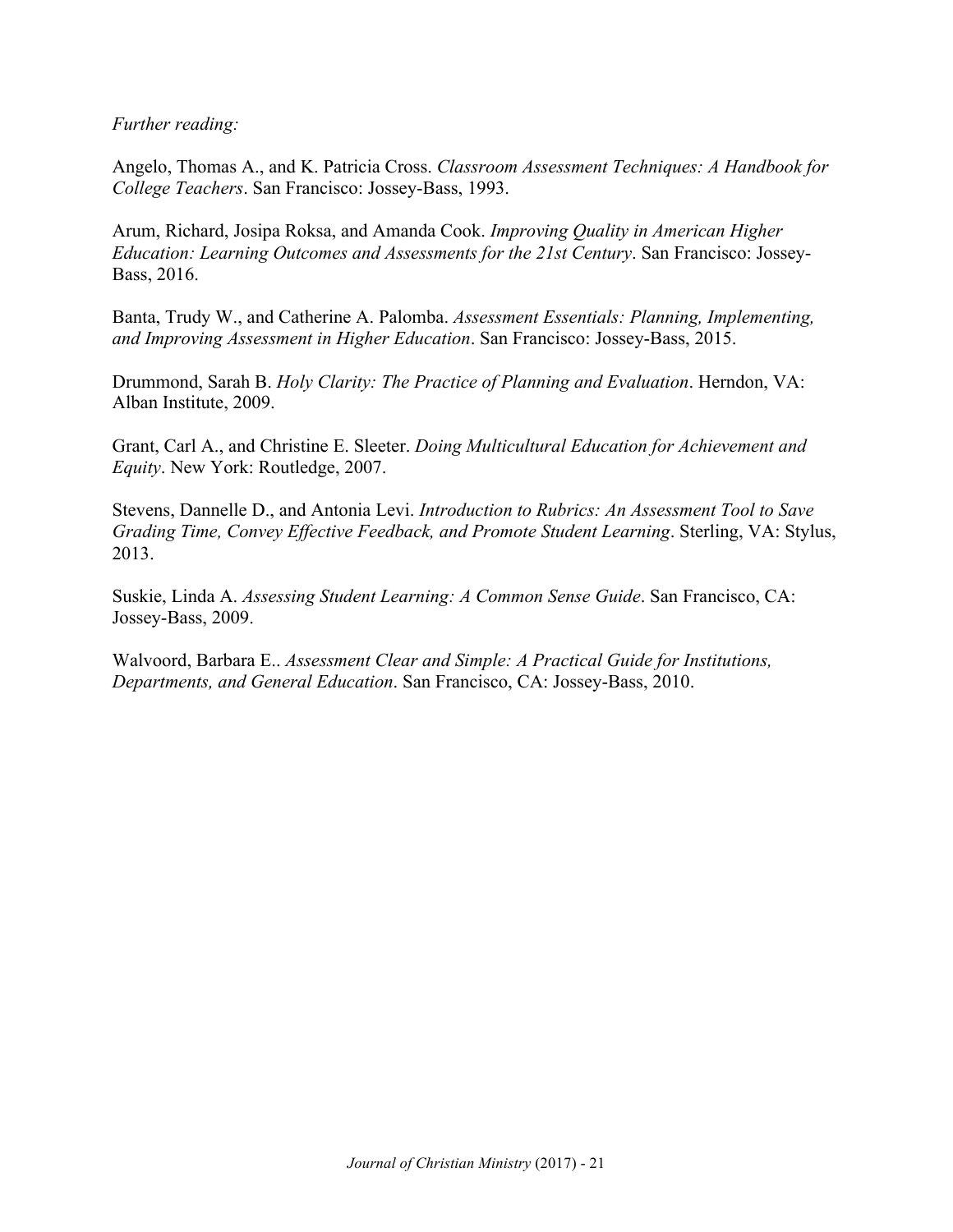*Further reading:*

Angelo, Thomas A., and K. Patricia Cross. *Classroom Assessment Techniques: A Handbook for College Teachers*. San Francisco: Jossey-Bass, 1993.

Arum, Richard, Josipa Roksa, and Amanda Cook. *Improving Quality in American Higher Education: Learning Outcomes and Assessments for the 21st Century*. San Francisco: Jossey-Bass, 2016.

Banta, Trudy W., and Catherine A. Palomba. *Assessment Essentials: Planning, Implementing, and Improving Assessment in Higher Education*. San Francisco: Jossey-Bass, 2015.

Drummond, Sarah B. *Holy Clarity: The Practice of Planning and Evaluation*. Herndon, VA: Alban Institute, 2009.

Grant, Carl A., and Christine E. Sleeter. *Doing Multicultural Education for Achievement and Equity*. New York: Routledge, 2007.

Stevens, Dannelle D., and Antonia Levi. *Introduction to Rubrics: An Assessment Tool to Save Grading Time, Convey Effective Feedback, and Promote Student Learning*. Sterling, VA: Stylus, 2013.

Suskie, Linda A. *Assessing Student Learning: A Common Sense Guide*. San Francisco, CA: Jossey-Bass, 2009.

Walvoord, Barbara E.. *Assessment Clear and Simple: A Practical Guide for Institutions, Departments, and General Education*. San Francisco, CA: Jossey-Bass, 2010.